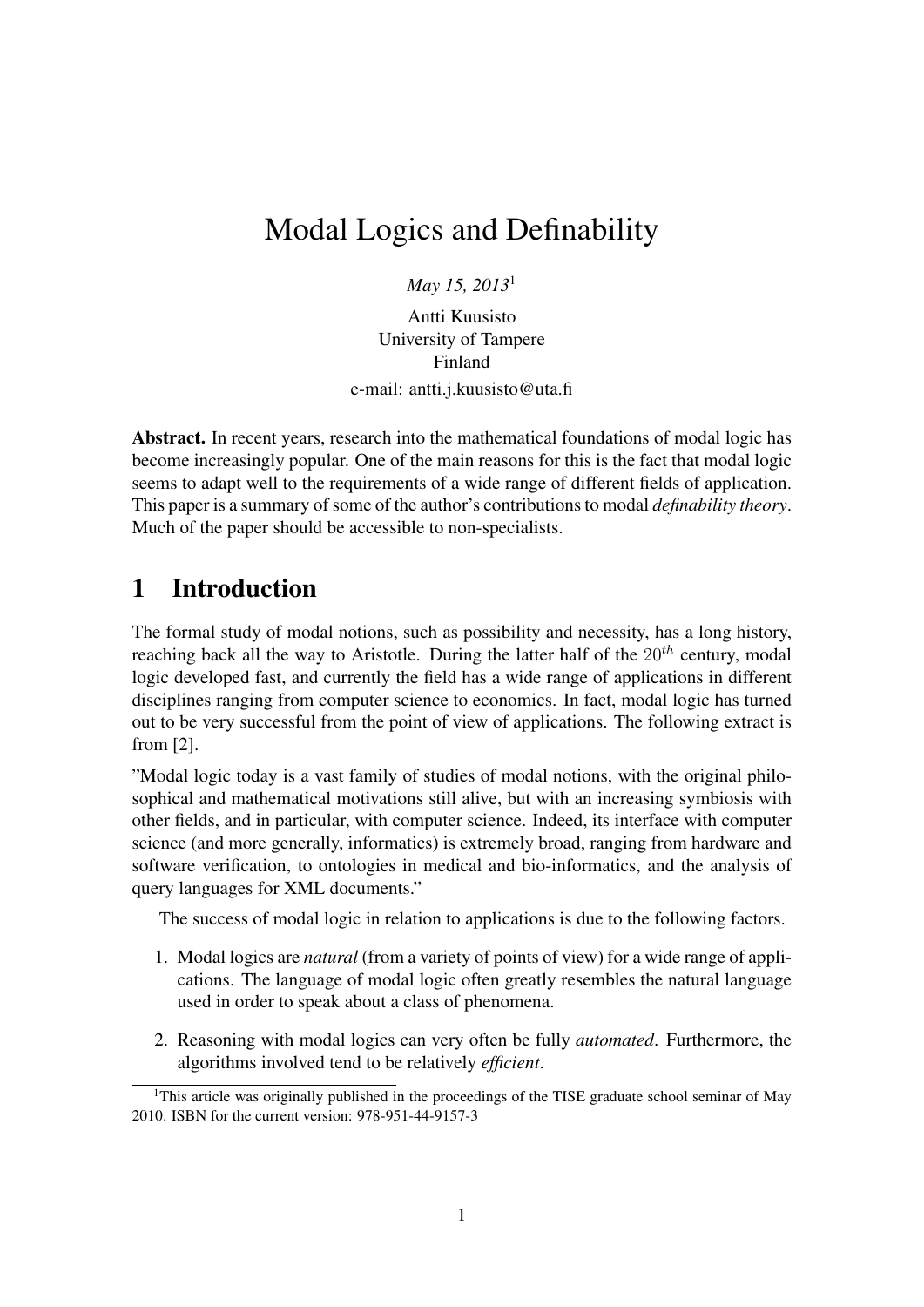# Modal Logics and Definability

*May 15, 2013*[1]

Antti Kuusisto
University of Tampere
Finland
e-mail: antti.j.kuusisto@uta.fi

**Abstract.** In recent years, research into the mathematical foundations of modal logic has become increasingly popular. One of the main reasons for this is the fact that modal logic seems to adapt well to the requirements of a wide range of different fields of application. This paper is a summary of some of the author's contributions to modal *definability theory*. Much of the paper should be accessible to non-specialists.

## 1 Introduction

The formal study of modal notions, such as possibility and necessity, has a long history, reaching back all the way to Aristotle. During the latter half of the $20^{th}$ century, modal logic developed fast, and currently the field has a wide range of applications in different disciplines ranging from computer science to economics. In fact, modal logic has turned out to be very successful from the point of view of applications. The following extract is from [2].

"Modal logic today is a vast family of studies of modal notions, with the original philosophical and mathematical motivations still alive, but with an increasing symbiosis with other fields, and in particular, with computer science. Indeed, its interface with computer science (and more generally, informatics) is extremely broad, ranging from hardware and software verification, to ontologies in medical and bio-informatics, and the analysis of query languages for XML documents."

The success of modal logic in relation to applications is due to the following factors.

1. Modal logics are *natural* (from a variety of points of view) for a wide range of applications. The language of modal logic often greatly resembles the natural language used in order to speak about a class of phenomena.

2. Reasoning with modal logics can very often be fully *automated*. Furthermore, the algorithms involved tend to be relatively *efficient*.

[1] This article was originally published in the proceedings of the TISE graduate school seminar of May 2010. ISBN for the current version: 978-951-44-9157-3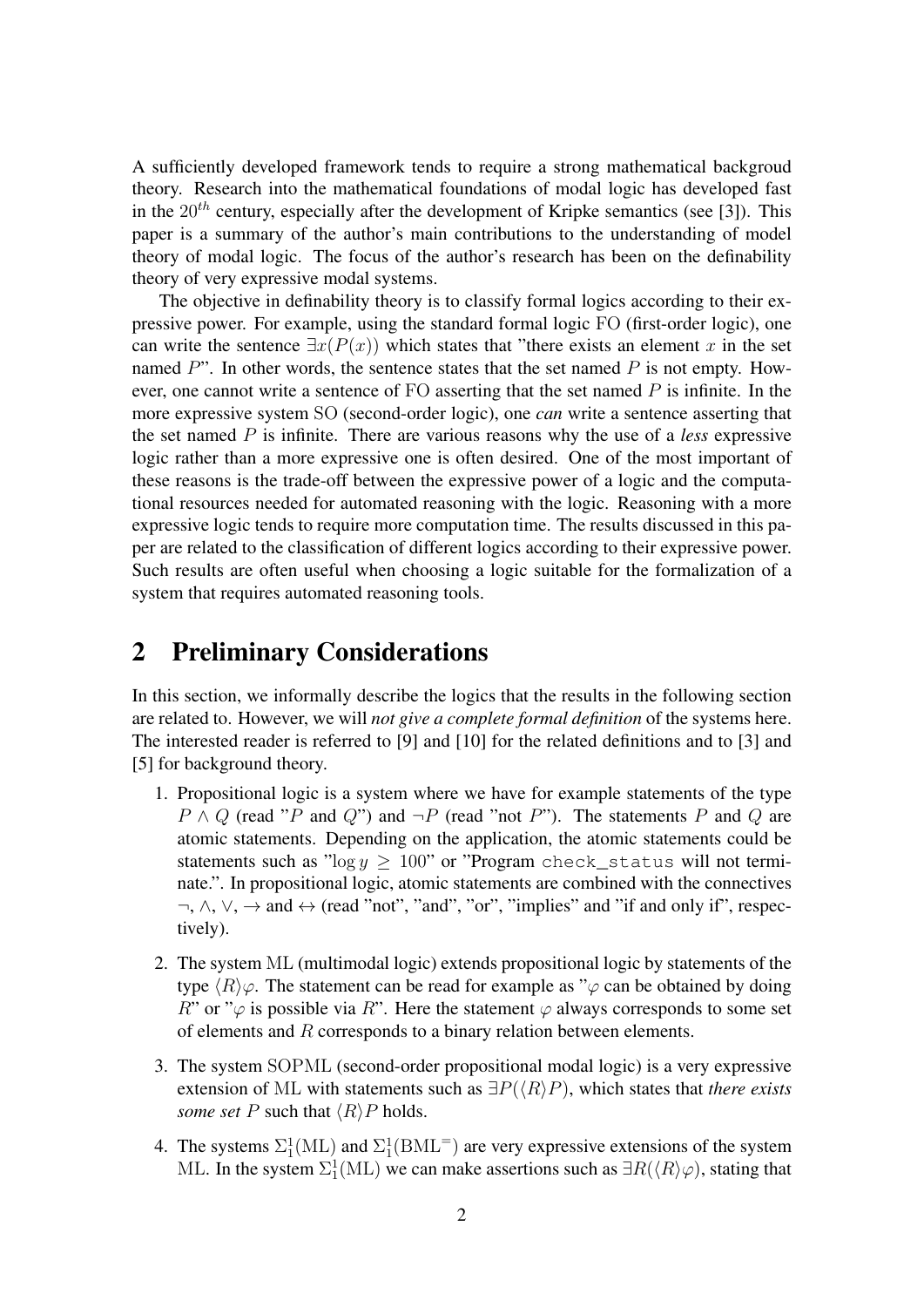A sufficiently developed framework tends to require a strong mathematical backgroud theory. Research into the mathematical foundations of modal logic has developed fast in the $20^{th}$ century, especially after the development of Kripke semantics (see [3]). This paper is a summary of the author's main contributions to the understanding of model theory of modal logic. The focus of the author's research has been on the definability theory of very expressive modal systems.

The objective in definability theory is to classify formal logics according to their expressive power. For example, using the standard formal logic $\mathrm{FO}$ (first-order logic), one can write the sentence $\exists x(P(x))$ which states that "there exists an element $x$ in the set named $P$". In other words, the sentence states that the set named $P$ is not empty. However, one cannot write a sentence of $\mathrm{FO}$ asserting that the set named $P$ is infinite. In the more expressive system $\mathrm{SO}$ (second-order logic), one *can* write a sentence asserting that the set named $P$ is infinite. There are various reasons why the use of a *less* expressive logic rather than a more expressive one is often desired. One of the most important of these reasons is the trade-off between the expressive power of a logic and the computational resources needed for automated reasoning with the logic. Reasoning with a more expressive logic tends to require more computation time. The results discussed in this paper are related to the classification of different logics according to their expressive power. Such results are often useful when choosing a logic suitable for the formalization of a system that requires automated reasoning tools.

## 2 Preliminary Considerations

In this section, we informally describe the logics that the results in the following section are related to. However, we will *not give a complete formal definition* of the systems here. The interested reader is referred to [9] and [10] for the related definitions and to [3] and [5] for background theory.

1. Propositional logic is a system where we have for example statements of the type $P \wedge Q$ (read "$P$ and $Q$") and $\neg P$ (read "not $P$"). The statements $P$ and $Q$ are atomic statements. Depending on the application, the atomic statements could be statements such as "$\log y \geq 100$" or "Program `check_status` will not terminate.". In propositional logic, atomic statements are combined with the connectives $\neg, \wedge, \vee, \rightarrow$ and $\leftrightarrow$ (read "not", "and", "or", "implies" and "if and only if", respectively).

2. The system $\mathrm{ML}$ (multimodal logic) extends propositional logic by statements of the type $\langle R\rangle\varphi$. The statement can be read for example as "$\varphi$ can be obtained by doing $R$" or "$\varphi$ is possible via $R$". Here the statement $\varphi$ always corresponds to some set of elements and $R$ corresponds to a binary relation between elements.

3. The system $\mathrm{SOPML}$ (second-order propositional modal logic) is a very expressive extension of $\mathrm{ML}$ with statements such as $\exists P(\langle R\rangle P)$, which states that *there exists some set* $P$ such that $\langle R\rangle P$ holds.

4. The systems $\Sigma_1^1(\mathrm{ML})$ and $\Sigma_1^1(\mathrm{BML}^=)$ are very expressive extensions of the system $\mathrm{ML}$. In the system $\Sigma_1^1(\mathrm{ML})$ we can make assertions such as $\exists R(\langle R\rangle\varphi)$, stating that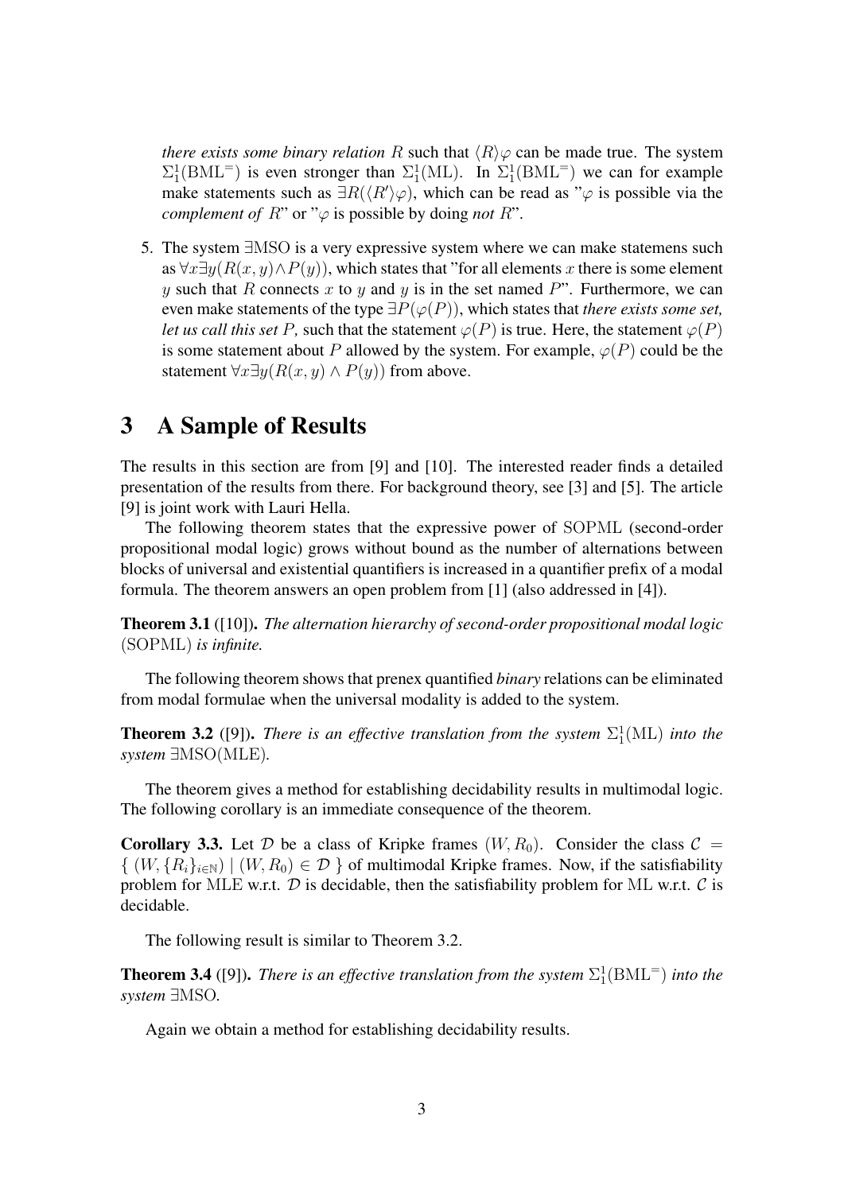*there exists some binary relation* $R$ such that $\langle R \rangle \varphi$ can be made true. The system $\Sigma_1^1(\mathrm{BML}^=)$ is even stronger than $\Sigma_1^1(\mathrm{ML})$. In $\Sigma_1^1(\mathrm{BML}^=)$ we can for example make statements such as $\exists R(\langle R' \rangle \varphi)$, which can be read as "$\varphi$ is possible via the *complement of* $R$" or "$\varphi$ is possible by doing *not* $R$".

5. The system $\exists\mathrm{MSO}$ is a very expressive system where we can make statemens such as $\forall x \exists y (R(x, y) \wedge P(y))$, which states that "for all elements $x$ there is some element $y$ such that $R$ connects $x$ to $y$ and $y$ is in the set named $P$". Furthermore, we can even make statements of the type $\exists P(\varphi(P))$, which states that *there exists some set, let us call this set* $P$, such that the statement $\varphi(P)$ is true. Here, the statement $\varphi(P)$ is some statement about $P$ allowed by the system. For example, $\varphi(P)$ could be the statement $\forall x \exists y (R(x, y) \wedge P(y))$ from above.

# 3 A Sample of Results

The results in this section are from [9] and [10]. The interested reader finds a detailed presentation of the results from there. For background theory, see [3] and [5]. The article [9] is joint work with Lauri Hella.

The following theorem states that the expressive power of SOPML (second-order propositional modal logic) grows without bound as the number of alternations between blocks of universal and existential quantifiers is increased in a quantifier prefix of a modal formula. The theorem answers an open problem from [1] (also addressed in [4]).

**Theorem 3.1** ([10]). *The alternation hierarchy of second-order propositional modal logic* (SOPML) *is infinite.*

The following theorem shows that prenex quantified *binary* relations can be eliminated from modal formulae when the universal modality is added to the system.

**Theorem 3.2** ([9]). *There is an effective translation from the system* $\Sigma_1^1(\mathrm{ML})$ *into the system* $\exists\mathrm{MSO}(\mathrm{MLE})$.

The theorem gives a method for establishing decidability results in multimodal logic. The following corollary is an immediate consequence of the theorem.

**Corollary 3.3.** Let $\mathcal{D}$ be a class of Kripke frames $(W, R_0)$. Consider the class $\mathcal{C} = \{ (W, \{R_i\}_{i \in \mathbb{N}}) \mid (W, R_0) \in \mathcal{D} \}$ of multimodal Kripke frames. Now, if the satisfiability problem for MLE w.r.t. $\mathcal{D}$ is decidable, then the satisfiability problem for ML w.r.t. $\mathcal{C}$ is decidable.

The following result is similar to Theorem 3.2.

**Theorem 3.4** ([9]). *There is an effective translation from the system* $\Sigma_1^1(\mathrm{BML}^=)$ *into the system* $\exists\mathrm{MSO}$.

Again we obtain a method for establishing decidability results.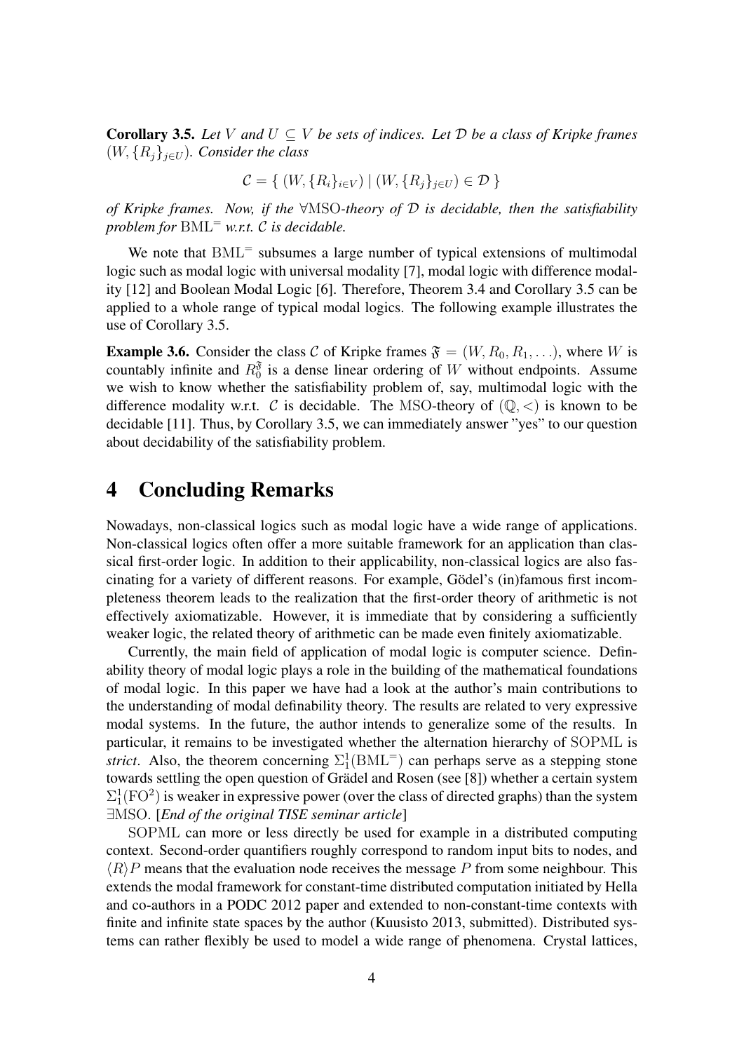**Corollary 3.5.** *Let $V$ and $U \subseteq V$ be sets of indices. Let $\mathcal{D}$ be a class of Kripke frames $(W, \{R_j\}_{j \in U})$. Consider the class*

$$\mathcal{C} = \{ \, (W, \{R_i\}_{i \in V}) \mid (W, \{R_j\}_{j \in U}) \in \mathcal{D} \, \}$$

*of Kripke frames. Now, if the* $\forall\mathrm{MSO}$*-theory of* $\mathcal{D}$ *is decidable, then the satisfiability problem for* $\mathrm{BML}^{=}$ *w.r.t.* $\mathcal{C}$ *is decidable.*

We note that $\mathrm{BML}^{=}$ subsumes a large number of typical extensions of multimodal logic such as modal logic with universal modality [7], modal logic with difference modality [12] and Boolean Modal Logic [6]. Therefore, Theorem 3.4 and Corollary 3.5 can be applied to a whole range of typical modal logics. The following example illustrates the use of Corollary 3.5.

**Example 3.6.** Consider the class $\mathcal{C}$ of Kripke frames $\mathfrak{F} = (W, R_0, R_1, \ldots)$, where $W$ is countably infinite and $R_0^{\mathfrak{F}}$ is a dense linear ordering of $W$ without endpoints. Assume we wish to know whether the satisfiability problem of, say, multimodal logic with the difference modality w.r.t. $\mathcal{C}$ is decidable. The $\mathrm{MSO}$-theory of $(\mathbb{Q}, <)$ is known to be decidable [11]. Thus, by Corollary 3.5, we can immediately answer "yes" to our question about decidability of the satisfiability problem.

# 4 Concluding Remarks

Nowadays, non-classical logics such as modal logic have a wide range of applications. Non-classical logics often offer a more suitable framework for an application than classical first-order logic. In addition to their applicability, non-classical logics are also fascinating for a variety of different reasons. For example, Gödel's (in)famous first incompleteness theorem leads to the realization that the first-order theory of arithmetic is not effectively axiomatizable. However, it is immediate that by considering a sufficiently weaker logic, the related theory of arithmetic can be made even finitely axiomatizable.

Currently, the main field of application of modal logic is computer science. Definability theory of modal logic plays a role in the building of the mathematical foundations of modal logic. In this paper we have had a look at the author's main contributions to the understanding of modal definability theory. The results are related to very expressive modal systems. In the future, the author intends to generalize some of the results. In particular, it remains to be investigated whether the alternation hierarchy of $\mathrm{SOPML}$ is *strict*. Also, the theorem concerning $\Sigma_1^1(\mathrm{BML}^{=})$ can perhaps serve as a stepping stone towards settling the open question of Grädel and Rosen (see [8]) whether a certain system $\Sigma_1^1(\mathrm{FO}^2)$ is weaker in expressive power (over the class of directed graphs) than the system $\exists\mathrm{MSO}$. [*End of the original TISE seminar article*]

$\mathrm{SOPML}$ can more or less directly be used for example in a distributed computing context. Second-order quantifiers roughly correspond to random input bits to nodes, and $\langle R \rangle P$ means that the evaluation node receives the message $P$ from some neighbour. This extends the modal framework for constant-time distributed computation initiated by Hella and co-authors in a PODC 2012 paper and extended to non-constant-time contexts with finite and infinite state spaces by the author (Kuusisto 2013, submitted). Distributed systems can rather flexibly be used to model a wide range of phenomena. Crystal lattices,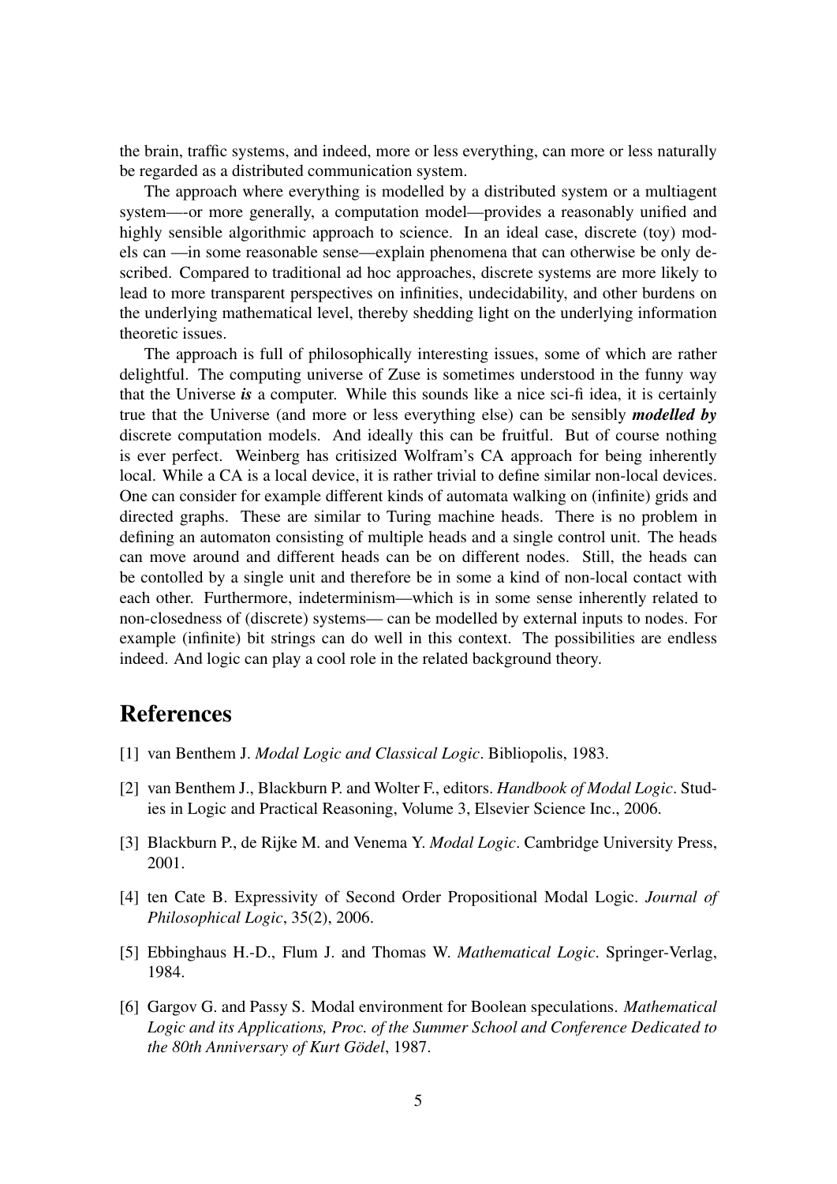the brain, traffic systems, and indeed, more or less everything, can more or less naturally be regarded as a distributed communication system.

The approach where everything is modelled by a distributed system or a multiagent system—-or more generally, a computation model—provides a reasonably unified and highly sensible algorithmic approach to science. In an ideal case, discrete (toy) models can —in some reasonable sense—explain phenomena that can otherwise be only described. Compared to traditional ad hoc approaches, discrete systems are more likely to lead to more transparent perspectives on infinities, undecidability, and other burdens on the underlying mathematical level, thereby shedding light on the underlying information theoretic issues.

The approach is full of philosophically interesting issues, some of which are rather delightful. The computing universe of Zuse is sometimes understood in the funny way that the Universe ***is*** a computer. While this sounds like a nice sci-fi idea, it is certainly true that the Universe (and more or less everything else) can be sensibly ***modelled by*** discrete computation models. And ideally this can be fruitful. But of course nothing is ever perfect. Weinberg has critisized Wolfram's CA approach for being inherently local. While a CA is a local device, it is rather trivial to define similar non-local devices. One can consider for example different kinds of automata walking on (infinite) grids and directed graphs. These are similar to Turing machine heads. There is no problem in defining an automaton consisting of multiple heads and a single control unit. The heads can move around and different heads can be on different nodes. Still, the heads can be contolled by a single unit and therefore be in some a kind of non-local contact with each other. Furthermore, indeterminism—which is in some sense inherently related to non-closedness of (discrete) systems— can be modelled by external inputs to nodes. For example (infinite) bit strings can do well in this context. The possibilities are endless indeed. And logic can play a cool role in the related background theory.

# References

[1] van Benthem J. *Modal Logic and Classical Logic*. Bibliopolis, 1983.

[2] van Benthem J., Blackburn P. and Wolter F., editors. *Handbook of Modal Logic*. Studies in Logic and Practical Reasoning, Volume 3, Elsevier Science Inc., 2006.

[3] Blackburn P., de Rijke M. and Venema Y. *Modal Logic*. Cambridge University Press, 2001.

[4] ten Cate B. Expressivity of Second Order Propositional Modal Logic. *Journal of Philosophical Logic*, 35(2), 2006.

[5] Ebbinghaus H.-D., Flum J. and Thomas W. *Mathematical Logic*. Springer-Verlag, 1984.

[6] Gargov G. and Passy S. Modal environment for Boolean speculations. *Mathematical Logic and its Applications, Proc. of the Summer School and Conference Dedicated to the 80th Anniversary of Kurt Gödel*, 1987.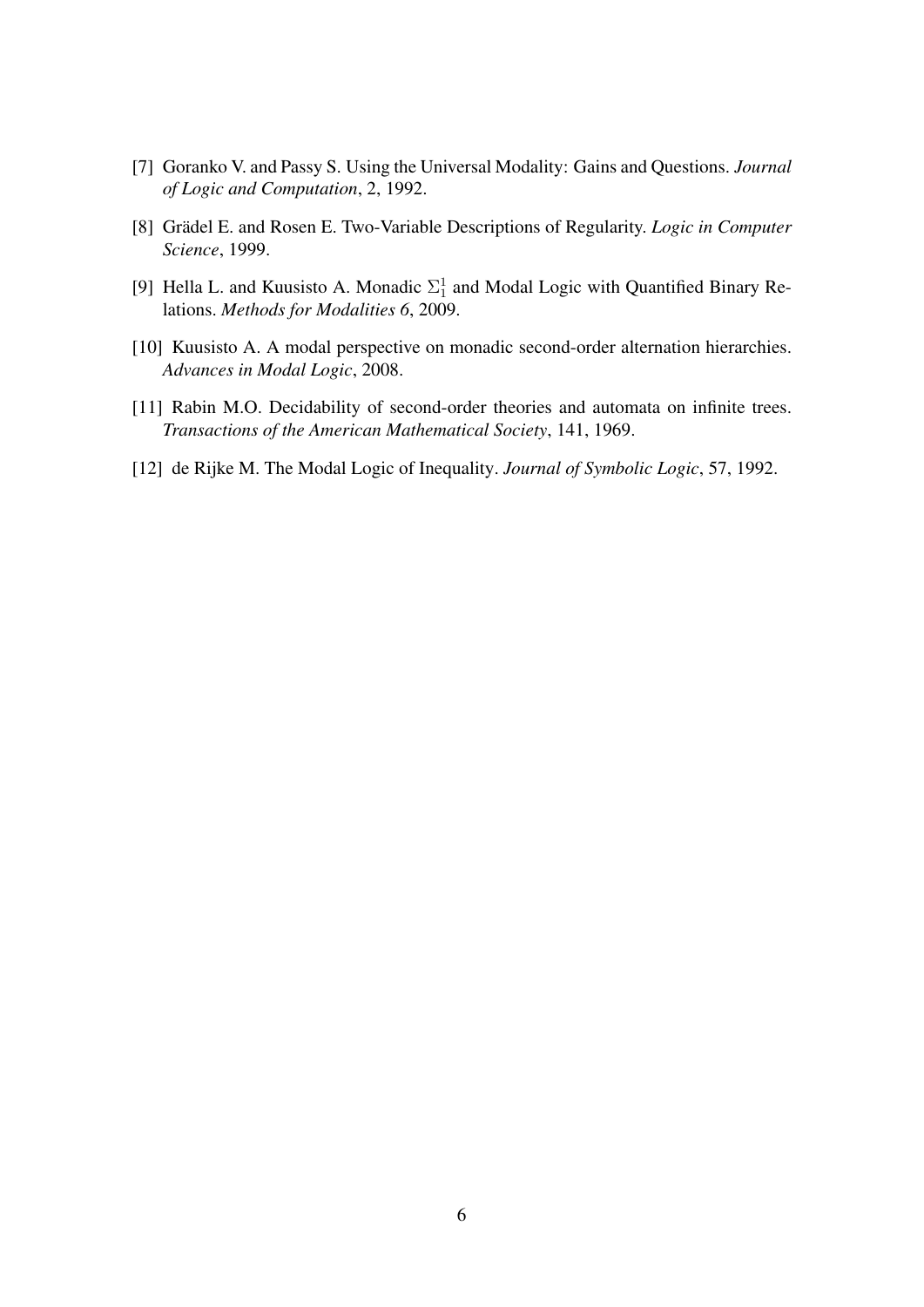[7] Goranko V. and Passy S. Using the Universal Modality: Gains and Questions. *Journal of Logic and Computation*, 2, 1992.

[8] Grädel E. and Rosen E. Two-Variable Descriptions of Regularity. *Logic in Computer Science*, 1999.

[9] Hella L. and Kuusisto A. Monadic $\Sigma^1_1$ and Modal Logic with Quantified Binary Relations. *Methods for Modalities 6*, 2009.

[10] Kuusisto A. A modal perspective on monadic second-order alternation hierarchies. *Advances in Modal Logic*, 2008.

[11] Rabin M.O. Decidability of second-order theories and automata on infinite trees. *Transactions of the American Mathematical Society*, 141, 1969.

[12] de Rijke M. The Modal Logic of Inequality. *Journal of Symbolic Logic*, 57, 1992.